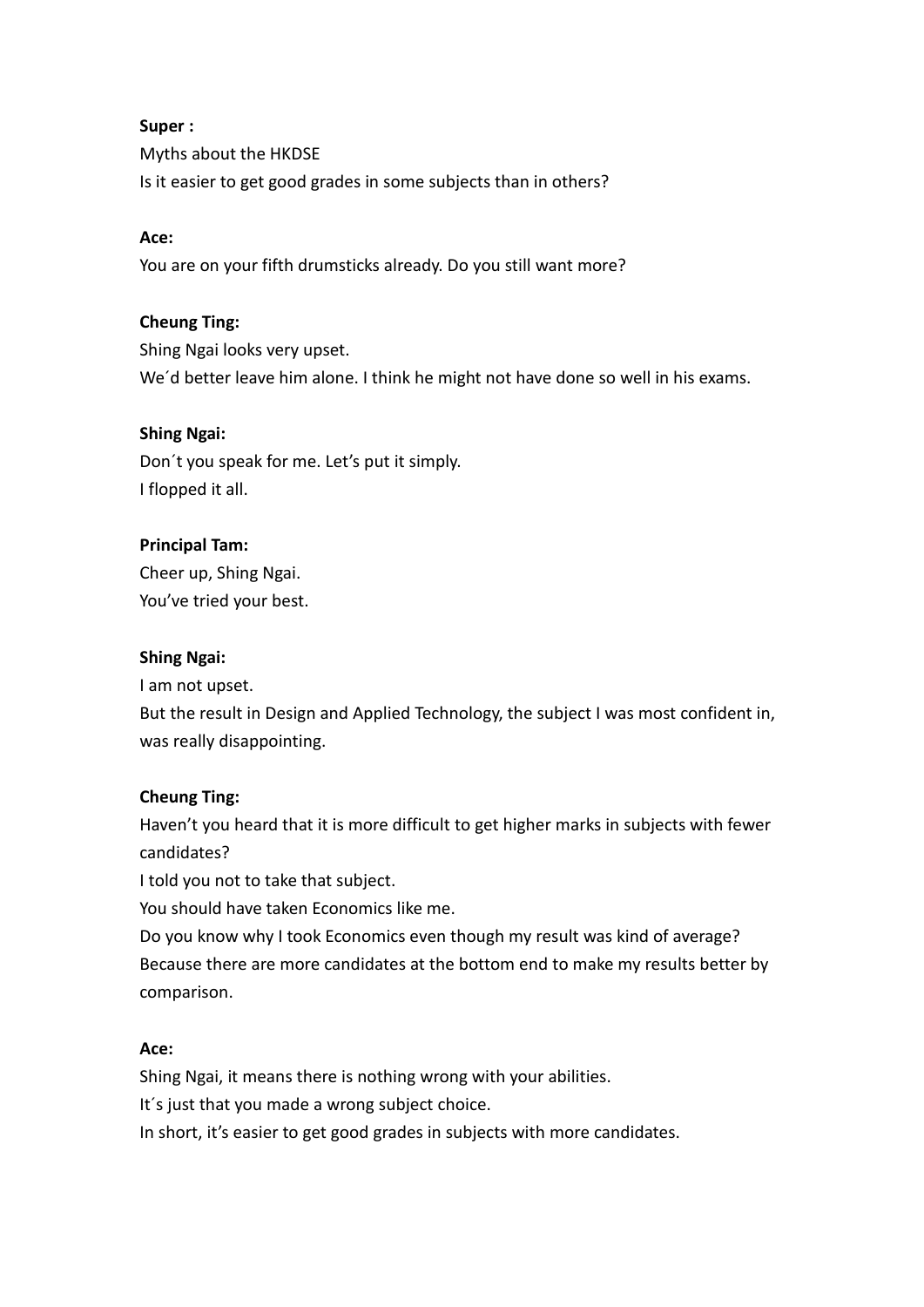**Super :**

Myths about the HKDSE

Is it easier to get good grades in some subjects than in others?

**Ace:**

You are on your fifth drumsticks already. Do you still want more?

**Cheung Ting:**

Shing Ngai looks very upset.

We´d better leave him alone. I think he might not have done so well in his exams.

**Shing Ngai:**

Don´t you speak for me. Let's put it simply.

I flopped it all.

**Principal Tam:**

Cheer up, Shing Ngai.

You've tried your best.

**Shing Ngai:**

I am not upset.

But the result in Design and Applied Technology, the subject I was most confident in, was really disappointing.

**Cheung Ting:**

Haven't you heard that it is more difficult to get higher marks in subjects with fewer candidates?

I told you not to take that subject.

You should have taken Economics like me.

Do you know why I took Economics even though my result was kind of average?

Because there are more candidates at the bottom end to make my results better by comparison.

**Ace:**

Shing Ngai, it means there is nothing wrong with your abilities.

It´s just that you made a wrong subject choice.

In short, it's easier to get good grades in subjects with more candidates.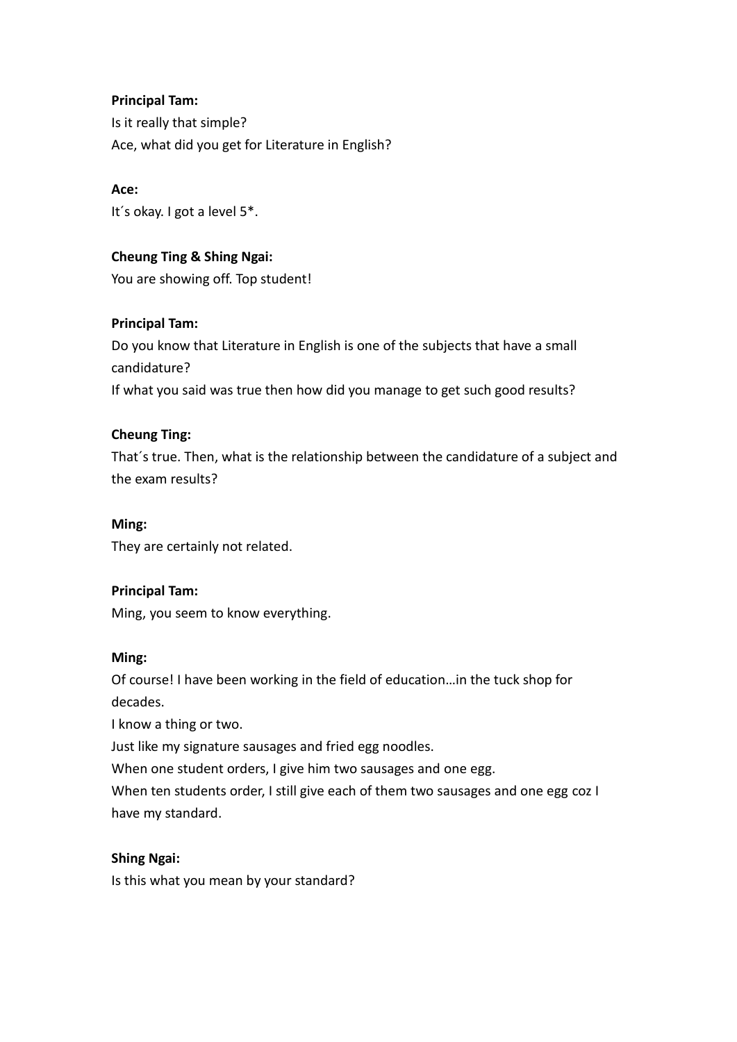**Principal Tam:**
Is it really that simple?
Ace, what did you get for Literature in English?

**Ace:**
It´s okay. I got a level 5*.

**Cheung Ting & Shing Ngai:**
You are showing off. Top student!

**Principal Tam:**
Do you know that Literature in English is one of the subjects that have a small candidature?
If what you said was true then how did you manage to get such good results?

**Cheung Ting:**
That´s true. Then, what is the relationship between the candidature of a subject and the exam results?

**Ming:**
They are certainly not related.

**Principal Tam:**
Ming, you seem to know everything.

**Ming:**
Of course! I have been working in the field of education…in the tuck shop for decades.
I know a thing or two.
Just like my signature sausages and fried egg noodles.
When one student orders, I give him two sausages and one egg.
When ten students order, I still give each of them two sausages and one egg coz I have my standard.

**Shing Ngai:**
Is this what you mean by your standard?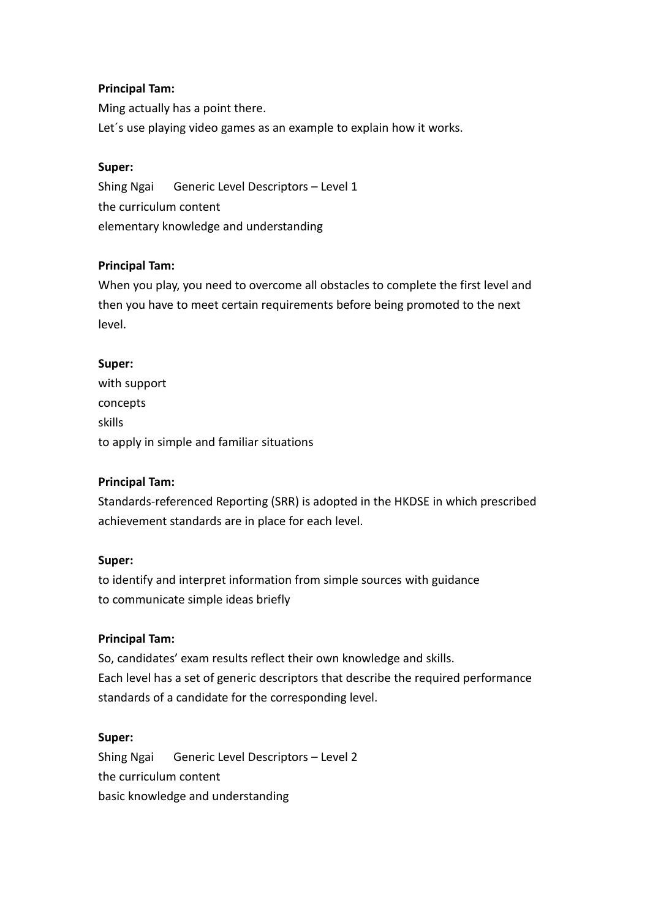**Principal Tam:**

Ming actually has a point there.
Let´s use playing video games as an example to explain how it works.

**Super:**

Shing Ngai Generic Level Descriptors – Level 1
the curriculum content
elementary knowledge and understanding

**Principal Tam:**

When you play, you need to overcome all obstacles to complete the first level and then you have to meet certain requirements before being promoted to the next level.

**Super:**

with support
concepts
skills
to apply in simple and familiar situations

**Principal Tam:**

Standards-referenced Reporting (SRR) is adopted in the HKDSE in which prescribed achievement standards are in place for each level.

**Super:**

to identify and interpret information from simple sources with guidance
to communicate simple ideas briefly

**Principal Tam:**

So, candidates' exam results reflect their own knowledge and skills.
Each level has a set of generic descriptors that describe the required performance standards of a candidate for the corresponding level.

**Super:**

Shing Ngai Generic Level Descriptors – Level 2
the curriculum content
basic knowledge and understanding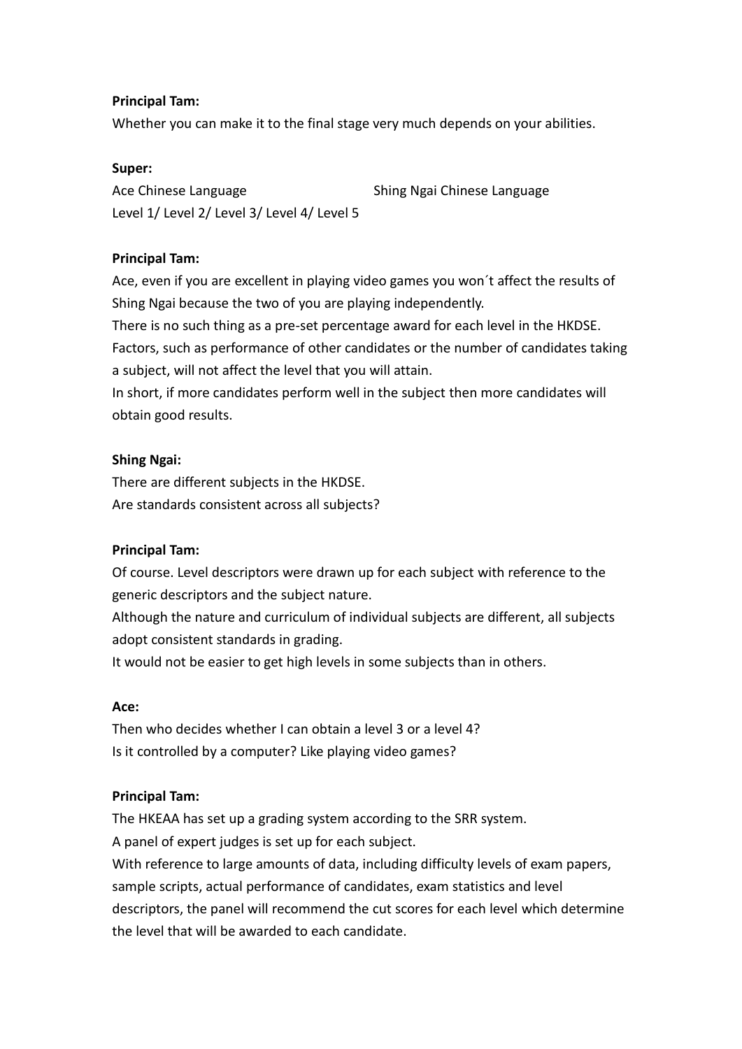**Principal Tam:**

Whether you can make it to the final stage very much depends on your abilities.

**Super:**

Ace Chinese Language Shing Ngai Chinese Language

Level 1/ Level 2/ Level 3/ Level 4/ Level 5

**Principal Tam:**

Ace, even if you are excellent in playing video games you won´t affect the results of Shing Ngai because the two of you are playing independently.

There is no such thing as a pre-set percentage award for each level in the HKDSE.

Factors, such as performance of other candidates or the number of candidates taking a subject, will not affect the level that you will attain.

In short, if more candidates perform well in the subject then more candidates will obtain good results.

**Shing Ngai:**

There are different subjects in the HKDSE.

Are standards consistent across all subjects?

**Principal Tam:**

Of course. Level descriptors were drawn up for each subject with reference to the generic descriptors and the subject nature.

Although the nature and curriculum of individual subjects are different, all subjects adopt consistent standards in grading.

It would not be easier to get high levels in some subjects than in others.

**Ace:**

Then who decides whether I can obtain a level 3 or a level 4?

Is it controlled by a computer? Like playing video games?

**Principal Tam:**

The HKEAA has set up a grading system according to the SRR system.

A panel of expert judges is set up for each subject.

With reference to large amounts of data, including difficulty levels of exam papers, sample scripts, actual performance of candidates, exam statistics and level descriptors, the panel will recommend the cut scores for each level which determine the level that will be awarded to each candidate.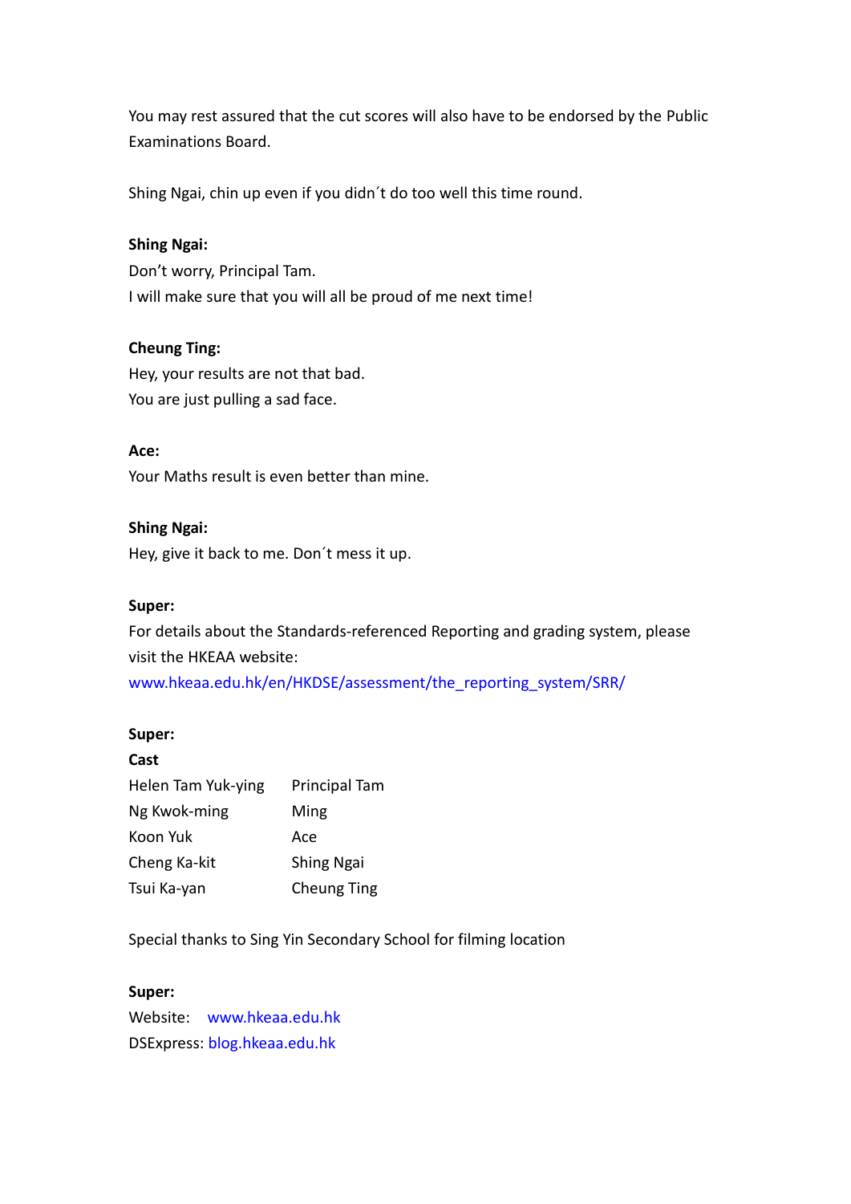You may rest assured that the cut scores will also have to be endorsed by the Public Examinations Board.

Shing Ngai, chin up even if you didn´t do too well this time round.

**Shing Ngai:**
Don't worry, Principal Tam.
I will make sure that you will all be proud of me next time!

**Cheung Ting:**
Hey, your results are not that bad.
You are just pulling a sad face.

**Ace:**
Your Maths result is even better than mine.

**Shing Ngai:**
Hey, give it back to me. Don´t mess it up.

**Super:**
For details about the Standards-referenced Reporting and grading system, please visit the HKEAA website:
www.hkeaa.edu.hk/en/HKDSE/assessment/the_reporting_system/SRR/

**Super:**
**Cast**

| | |
|---|---|
| Helen Tam Yuk-ying | Principal Tam |
| Ng Kwok-ming | Ming |
| Koon Yuk | Ace |
| Cheng Ka-kit | Shing Ngai |
| Tsui Ka-yan | Cheung Ting |

Special thanks to Sing Yin Secondary School for filming location

**Super:**
Website: www.hkeaa.edu.hk
DSExpress: blog.hkeaa.edu.hk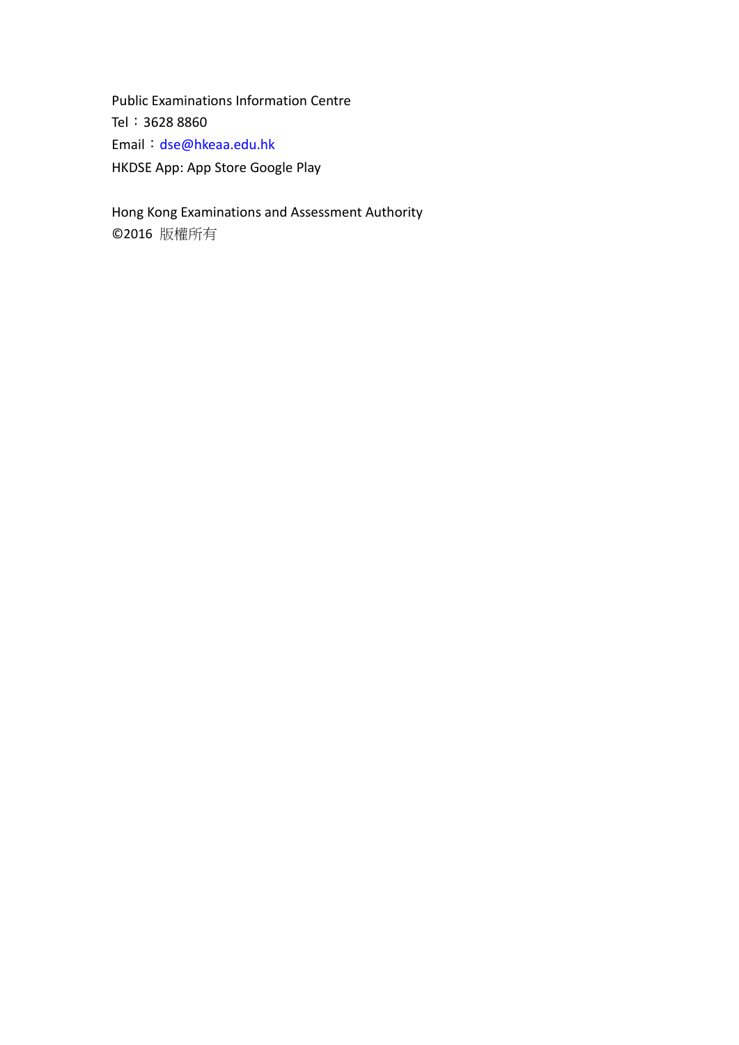Public Examinations Information Centre

Tel：3628 8860

Email：dse@hkeaa.edu.hk

HKDSE App: App Store Google Play

Hong Kong Examinations and Assessment Authority

©2016 版權所有